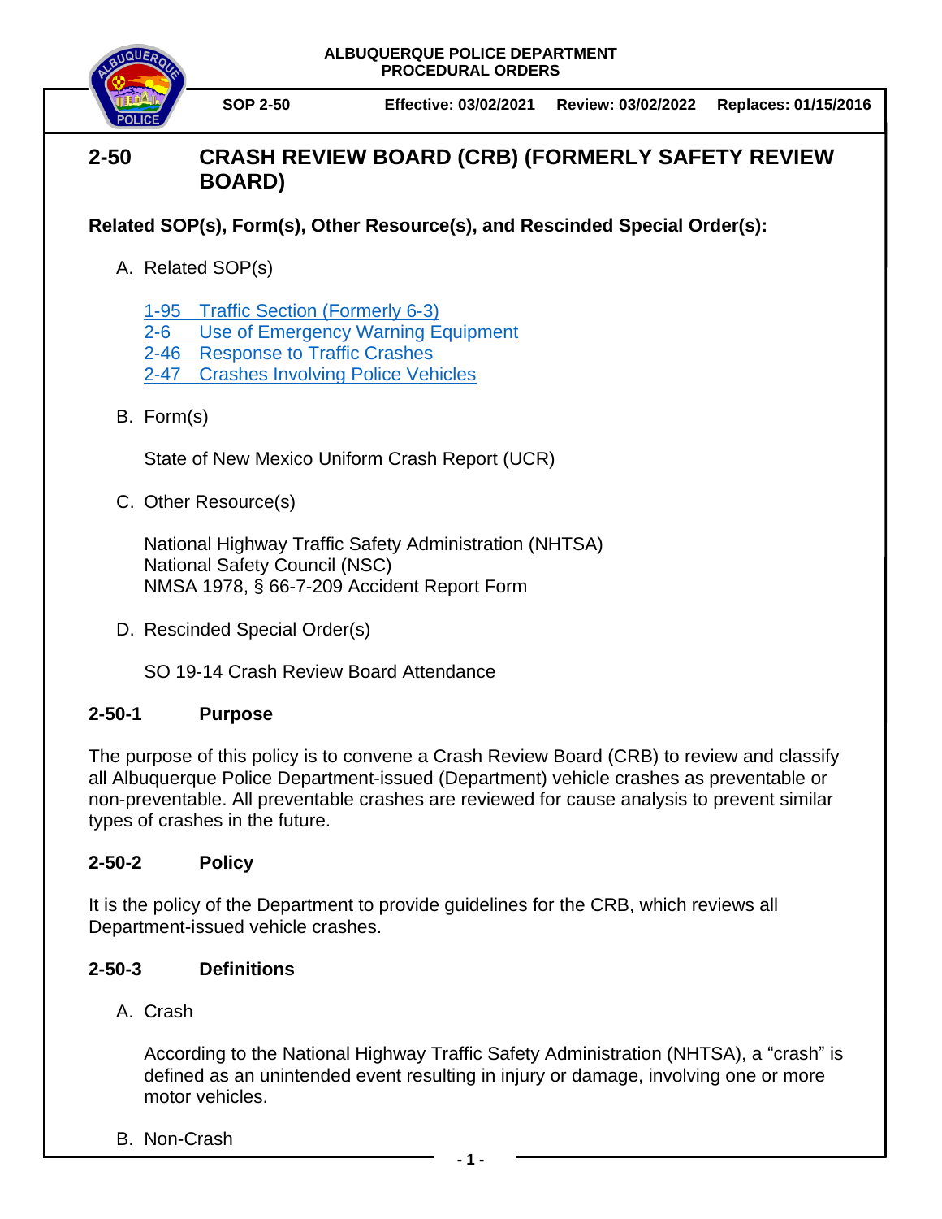ALBUQUERQUE POLICE DEPARTMENT
PROCEDURAL ORDERS

SOP 2-50 | Effective: 03/02/2021 | Review: 03/02/2022 | Replaces: 01/15/2016

# 2-50 CRASH REVIEW BOARD (CRB) (FORMERLY SAFETY REVIEW BOARD)

**Related SOP(s), Form(s), Other Resource(s), and Rescinded Special Order(s):**

A. Related SOP(s)

1-95 Traffic Section (Formerly 6-3)
2-6 Use of Emergency Warning Equipment
2-46 Response to Traffic Crashes
2-47 Crashes Involving Police Vehicles

B. Form(s)

State of New Mexico Uniform Crash Report (UCR)

C. Other Resource(s)

National Highway Traffic Safety Administration (NHTSA)
National Safety Council (NSC)
NMSA 1978, § 66-7-209 Accident Report Form

D. Rescinded Special Order(s)

SO 19-14 Crash Review Board Attendance

## 2-50-1 Purpose

The purpose of this policy is to convene a Crash Review Board (CRB) to review and classify all Albuquerque Police Department-issued (Department) vehicle crashes as preventable or non-preventable. All preventable crashes are reviewed for cause analysis to prevent similar types of crashes in the future.

## 2-50-2 Policy

It is the policy of the Department to provide guidelines for the CRB, which reviews all Department-issued vehicle crashes.

## 2-50-3 Definitions

A. Crash

According to the National Highway Traffic Safety Administration (NHTSA), a "crash" is defined as an unintended event resulting in injury or damage, involving one or more motor vehicles.

B. Non-Crash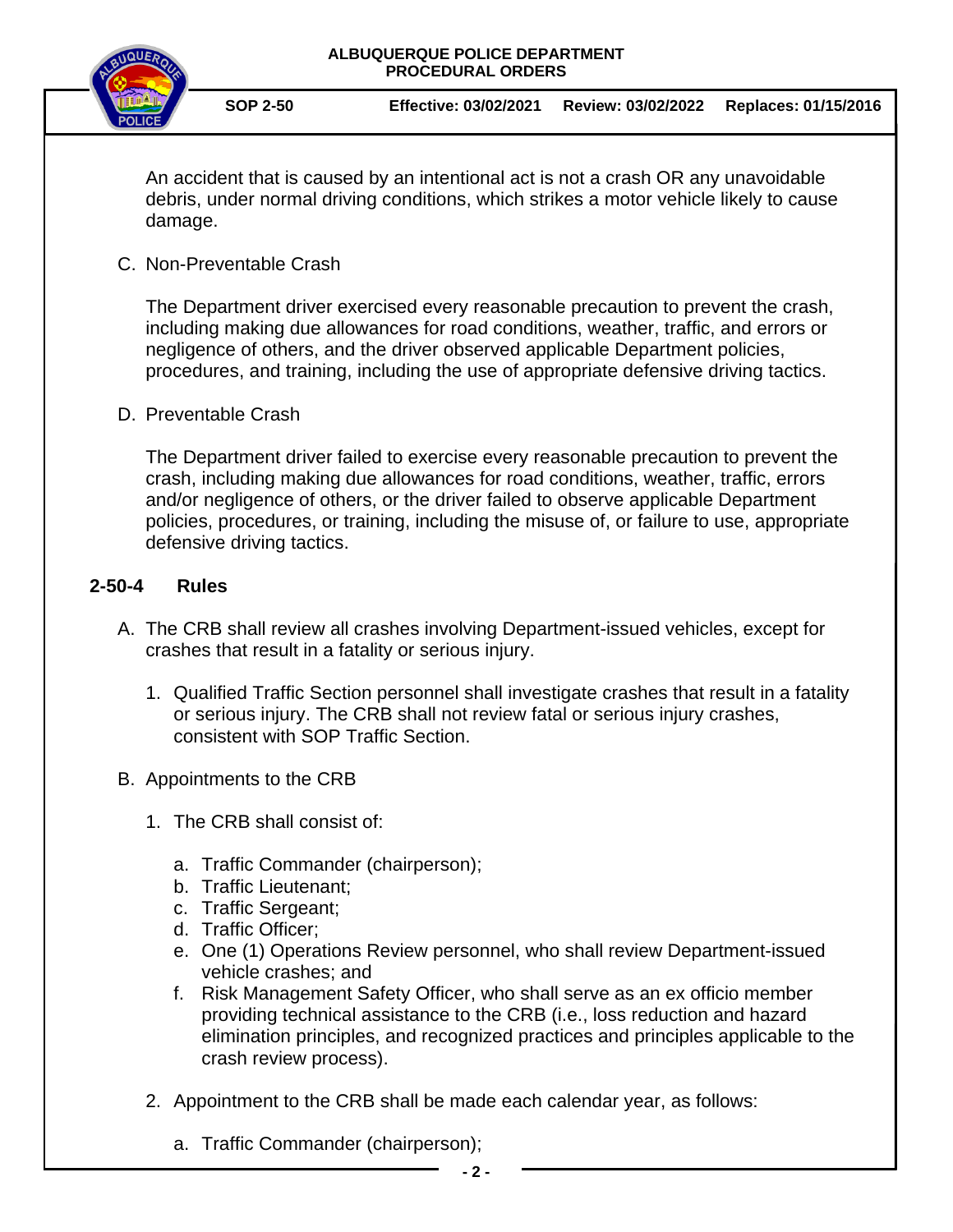An accident that is caused by an intentional act is not a crash OR any unavoidable debris, under normal driving conditions, which strikes a motor vehicle likely to cause damage.

C. Non-Preventable Crash

The Department driver exercised every reasonable precaution to prevent the crash, including making due allowances for road conditions, weather, traffic, and errors or negligence of others, and the driver observed applicable Department policies, procedures, and training, including the use of appropriate defensive driving tactics.

D. Preventable Crash

The Department driver failed to exercise every reasonable precaution to prevent the crash, including making due allowances for road conditions, weather, traffic, errors and/or negligence of others, or the driver failed to observe applicable Department policies, procedures, or training, including the misuse of, or failure to use, appropriate defensive driving tactics.

## 2-50-4 Rules

A. The CRB shall review all crashes involving Department-issued vehicles, except for crashes that result in a fatality or serious injury.

1. Qualified Traffic Section personnel shall investigate crashes that result in a fatality or serious injury. The CRB shall not review fatal or serious injury crashes, consistent with SOP Traffic Section.

B. Appointments to the CRB

1. The CRB shall consist of:

   a. Traffic Commander (chairperson);
   b. Traffic Lieutenant;
   c. Traffic Sergeant;
   d. Traffic Officer;
   e. One (1) Operations Review personnel, who shall review Department-issued vehicle crashes; and
   f. Risk Management Safety Officer, who shall serve as an ex officio member providing technical assistance to the CRB (i.e., loss reduction and hazard elimination principles, and recognized practices and principles applicable to the crash review process).

2. Appointment to the CRB shall be made each calendar year, as follows:

   a. Traffic Commander (chairperson);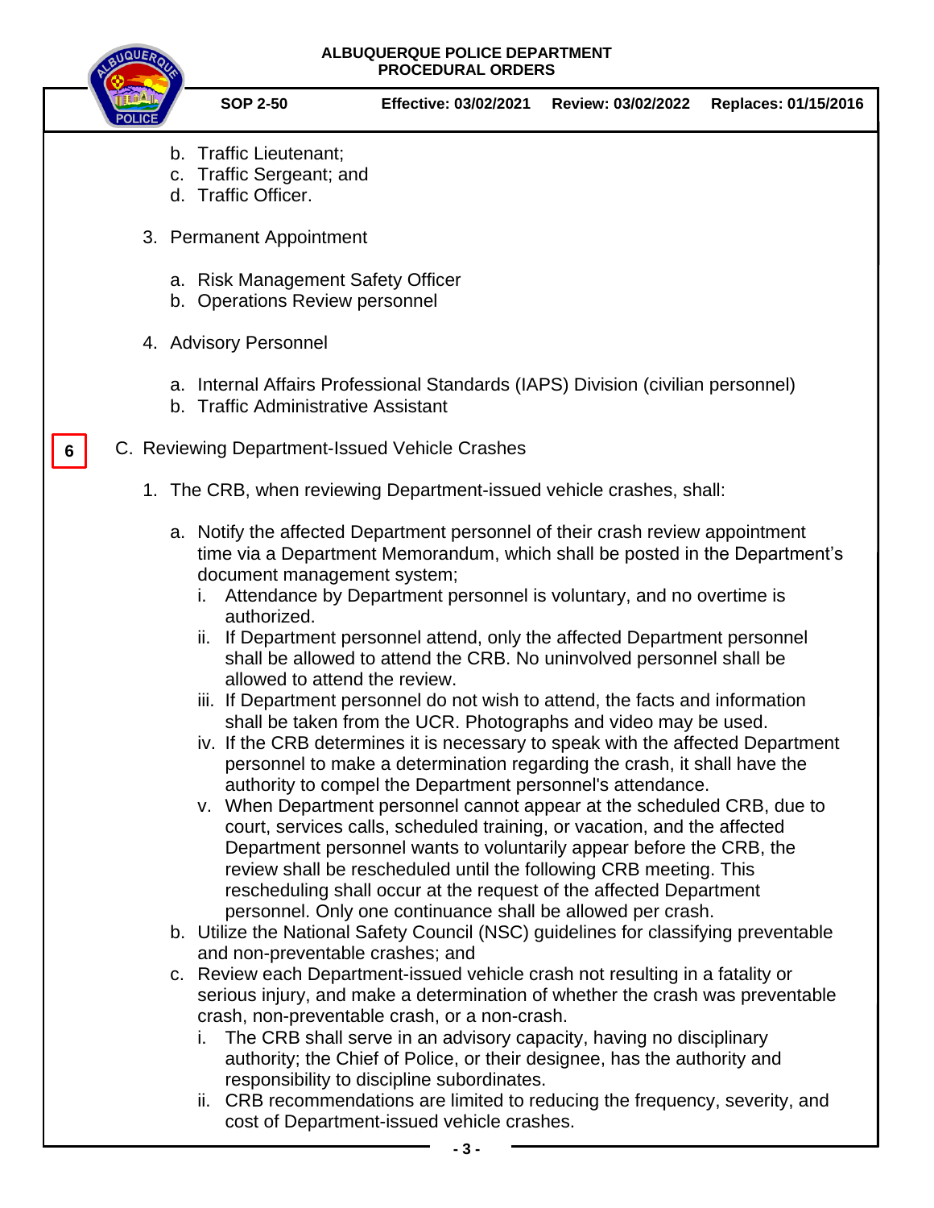b. Traffic Lieutenant;
c. Traffic Sergeant; and
d. Traffic Officer.

3. Permanent Appointment

   a. Risk Management Safety Officer
   b. Operations Review personnel

4. Advisory Personnel

   a. Internal Affairs Professional Standards (IAPS) Division (civilian personnel)
   b. Traffic Administrative Assistant

6

C. Reviewing Department-Issued Vehicle Crashes

1. The CRB, when reviewing Department-issued vehicle crashes, shall:

   a. Notify the affected Department personnel of their crash review appointment time via a Department Memorandum, which shall be posted in the Department's document management system;
      i. Attendance by Department personnel is voluntary, and no overtime is authorized.
      ii. If Department personnel attend, only the affected Department personnel shall be allowed to attend the CRB. No uninvolved personnel shall be allowed to attend the review.
      iii. If Department personnel do not wish to attend, the facts and information shall be taken from the UCR. Photographs and video may be used.
      iv. If the CRB determines it is necessary to speak with the affected Department personnel to make a determination regarding the crash, it shall have the authority to compel the Department personnel's attendance.
      v. When Department personnel cannot appear at the scheduled CRB, due to court, services calls, scheduled training, or vacation, and the affected Department personnel wants to voluntarily appear before the CRB, the review shall be rescheduled until the following CRB meeting. This rescheduling shall occur at the request of the affected Department personnel. Only one continuance shall be allowed per crash.
   b. Utilize the National Safety Council (NSC) guidelines for classifying preventable and non-preventable crashes; and
   c. Review each Department-issued vehicle crash not resulting in a fatality or serious injury, and make a determination of whether the crash was preventable crash, non-preventable crash, or a non-crash.
      i. The CRB shall serve in an advisory capacity, having no disciplinary authority; the Chief of Police, or their designee, has the authority and responsibility to discipline subordinates.
      ii. CRB recommendations are limited to reducing the frequency, severity, and cost of Department-issued vehicle crashes.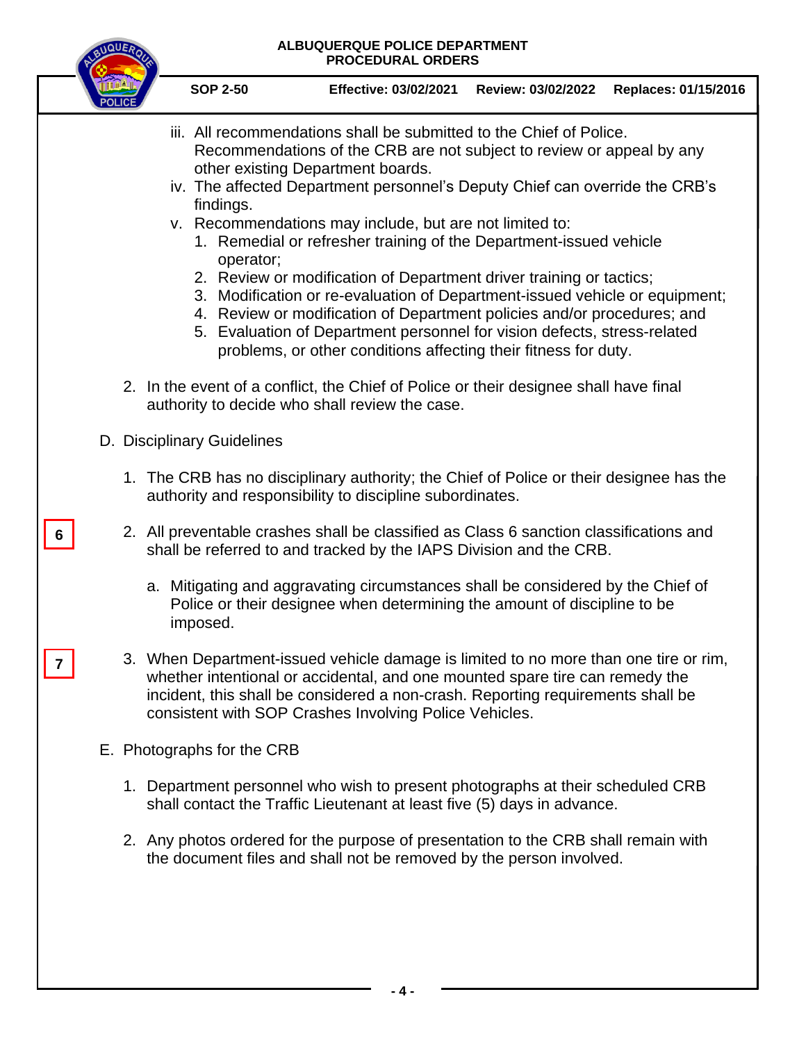iii. All recommendations shall be submitted to the Chief of Police. Recommendations of the CRB are not subject to review or appeal by any other existing Department boards.

iv. The affected Department personnel's Deputy Chief can override the CRB's findings.

v. Recommendations may include, but are not limited to:

1. Remedial or refresher training of the Department-issued vehicle operator;
2. Review or modification of Department driver training or tactics;
3. Modification or re-evaluation of Department-issued vehicle or equipment;
4. Review or modification of Department policies and/or procedures; and
5. Evaluation of Department personnel for vision defects, stress-related problems, or other conditions affecting their fitness for duty.

2. In the event of a conflict, the Chief of Police or their designee shall have final authority to decide who shall review the case.

D. Disciplinary Guidelines

1. The CRB has no disciplinary authority; the Chief of Police or their designee has the authority and responsibility to discipline subordinates.

6

2. All preventable crashes shall be classified as Class 6 sanction classifications and shall be referred to and tracked by the IAPS Division and the CRB.

   a. Mitigating and aggravating circumstances shall be considered by the Chief of Police or their designee when determining the amount of discipline to be imposed.

7

3. When Department-issued vehicle damage is limited to no more than one tire or rim, whether intentional or accidental, and one mounted spare tire can remedy the incident, this shall be considered a non-crash. Reporting requirements shall be consistent with SOP Crashes Involving Police Vehicles.

E. Photographs for the CRB

1. Department personnel who wish to present photographs at their scheduled CRB shall contact the Traffic Lieutenant at least five (5) days in advance.

2. Any photos ordered for the purpose of presentation to the CRB shall remain with the document files and shall not be removed by the person involved.